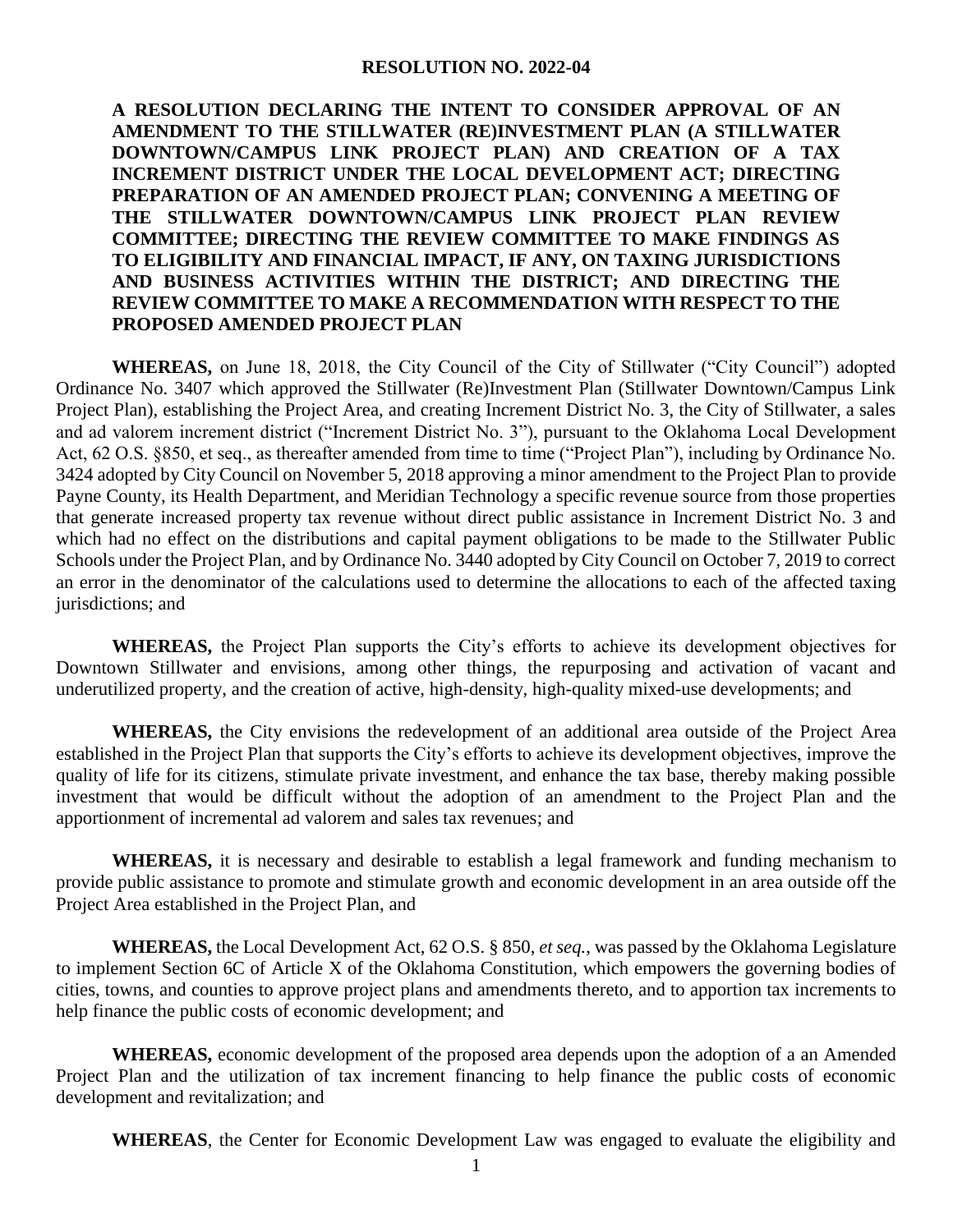# RESOLUTION NO. 2022-04

**A RESOLUTION DECLARING THE INTENT TO CONSIDER APPROVAL OF AN AMENDMENT TO THE STILLWATER (RE)INVESTMENT PLAN (A STILLWATER DOWNTOWN/CAMPUS LINK PROJECT PLAN) AND CREATION OF A TAX INCREMENT DISTRICT UNDER THE LOCAL DEVELOPMENT ACT; DIRECTING PREPARATION OF AN AMENDED PROJECT PLAN; CONVENING A MEETING OF THE STILLWATER DOWNTOWN/CAMPUS LINK PROJECT PLAN REVIEW COMMITTEE; DIRECTING THE REVIEW COMMITTEE TO MAKE FINDINGS AS TO ELIGIBILITY AND FINANCIAL IMPACT, IF ANY, ON TAXING JURISDICTIONS AND BUSINESS ACTIVITIES WITHIN THE DISTRICT; AND DIRECTING THE REVIEW COMMITTEE TO MAKE A RECOMMENDATION WITH RESPECT TO THE PROPOSED AMENDED PROJECT PLAN**

**WHEREAS,** on June 18, 2018, the City Council of the City of Stillwater ("City Council") adopted Ordinance No. 3407 which approved the Stillwater (Re)Investment Plan (Stillwater Downtown/Campus Link Project Plan), establishing the Project Area, and creating Increment District No. 3, the City of Stillwater, a sales and ad valorem increment district ("Increment District No. 3"), pursuant to the Oklahoma Local Development Act, 62 O.S. §850, et seq., as thereafter amended from time to time ("Project Plan"), including by Ordinance No. 3424 adopted by City Council on November 5, 2018 approving a minor amendment to the Project Plan to provide Payne County, its Health Department, and Meridian Technology a specific revenue source from those properties that generate increased property tax revenue without direct public assistance in Increment District No. 3 and which had no effect on the distributions and capital payment obligations to be made to the Stillwater Public Schools under the Project Plan, and by Ordinance No. 3440 adopted by City Council on October 7, 2019 to correct an error in the denominator of the calculations used to determine the allocations to each of the affected taxing jurisdictions; and

**WHEREAS,** the Project Plan supports the City's efforts to achieve its development objectives for Downtown Stillwater and envisions, among other things, the repurposing and activation of vacant and underutilized property, and the creation of active, high-density, high-quality mixed-use developments; and

**WHEREAS,** the City envisions the redevelopment of an additional area outside of the Project Area established in the Project Plan that supports the City's efforts to achieve its development objectives, improve the quality of life for its citizens, stimulate private investment, and enhance the tax base, thereby making possible investment that would be difficult without the adoption of an amendment to the Project Plan and the apportionment of incremental ad valorem and sales tax revenues; and

**WHEREAS,** it is necessary and desirable to establish a legal framework and funding mechanism to provide public assistance to promote and stimulate growth and economic development in an area outside off the Project Area established in the Project Plan, and

**WHEREAS,** the Local Development Act, 62 O.S. § 850, *et seq.*, was passed by the Oklahoma Legislature to implement Section 6C of Article X of the Oklahoma Constitution, which empowers the governing bodies of cities, towns, and counties to approve project plans and amendments thereto, and to apportion tax increments to help finance the public costs of economic development; and

**WHEREAS,** economic development of the proposed area depends upon the adoption of a an Amended Project Plan and the utilization of tax increment financing to help finance the public costs of economic development and revitalization; and

**WHEREAS**, the Center for Economic Development Law was engaged to evaluate the eligibility and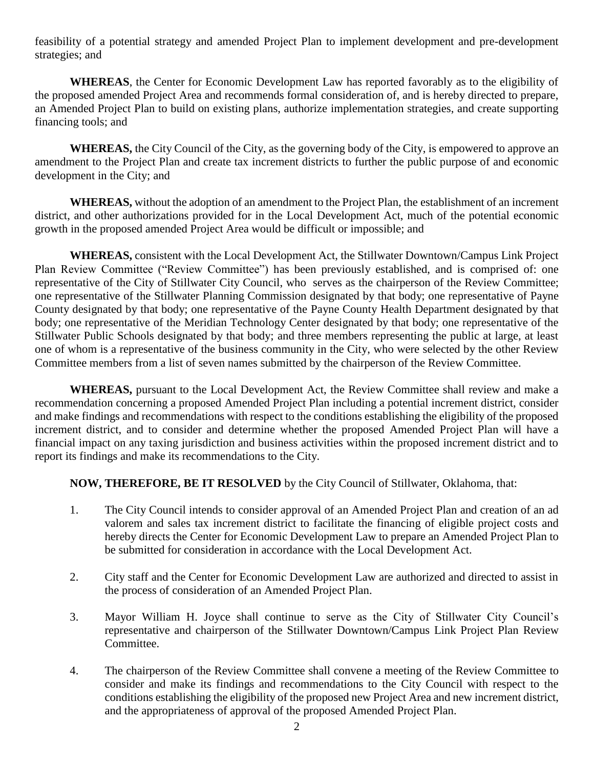feasibility of a potential strategy and amended Project Plan to implement development and pre-development strategies; and

**WHEREAS**, the Center for Economic Development Law has reported favorably as to the eligibility of the proposed amended Project Area and recommends formal consideration of, and is hereby directed to prepare, an Amended Project Plan to build on existing plans, authorize implementation strategies, and create supporting financing tools; and

**WHEREAS,** the City Council of the City, as the governing body of the City, is empowered to approve an amendment to the Project Plan and create tax increment districts to further the public purpose of and economic development in the City; and

**WHEREAS,** without the adoption of an amendment to the Project Plan, the establishment of an increment district, and other authorizations provided for in the Local Development Act, much of the potential economic growth in the proposed amended Project Area would be difficult or impossible; and

**WHEREAS,** consistent with the Local Development Act, the Stillwater Downtown/Campus Link Project Plan Review Committee ("Review Committee") has been previously established, and is comprised of: one representative of the City of Stillwater City Council, who serves as the chairperson of the Review Committee; one representative of the Stillwater Planning Commission designated by that body; one representative of Payne County designated by that body; one representative of the Payne County Health Department designated by that body; one representative of the Meridian Technology Center designated by that body; one representative of the Stillwater Public Schools designated by that body; and three members representing the public at large, at least one of whom is a representative of the business community in the City, who were selected by the other Review Committee members from a list of seven names submitted by the chairperson of the Review Committee.

**WHEREAS,** pursuant to the Local Development Act, the Review Committee shall review and make a recommendation concerning a proposed Amended Project Plan including a potential increment district, consider and make findings and recommendations with respect to the conditions establishing the eligibility of the proposed increment district, and to consider and determine whether the proposed Amended Project Plan will have a financial impact on any taxing jurisdiction and business activities within the proposed increment district and to report its findings and make its recommendations to the City.

**NOW, THEREFORE, BE IT RESOLVED** by the City Council of Stillwater, Oklahoma, that:

1. The City Council intends to consider approval of an Amended Project Plan and creation of an ad valorem and sales tax increment district to facilitate the financing of eligible project costs and hereby directs the Center for Economic Development Law to prepare an Amended Project Plan to be submitted for consideration in accordance with the Local Development Act.

2. City staff and the Center for Economic Development Law are authorized and directed to assist in the process of consideration of an Amended Project Plan.

3. Mayor William H. Joyce shall continue to serve as the City of Stillwater City Council's representative and chairperson of the Stillwater Downtown/Campus Link Project Plan Review Committee.

4. The chairperson of the Review Committee shall convene a meeting of the Review Committee to consider and make its findings and recommendations to the City Council with respect to the conditions establishing the eligibility of the proposed new Project Area and new increment district, and the appropriateness of approval of the proposed Amended Project Plan.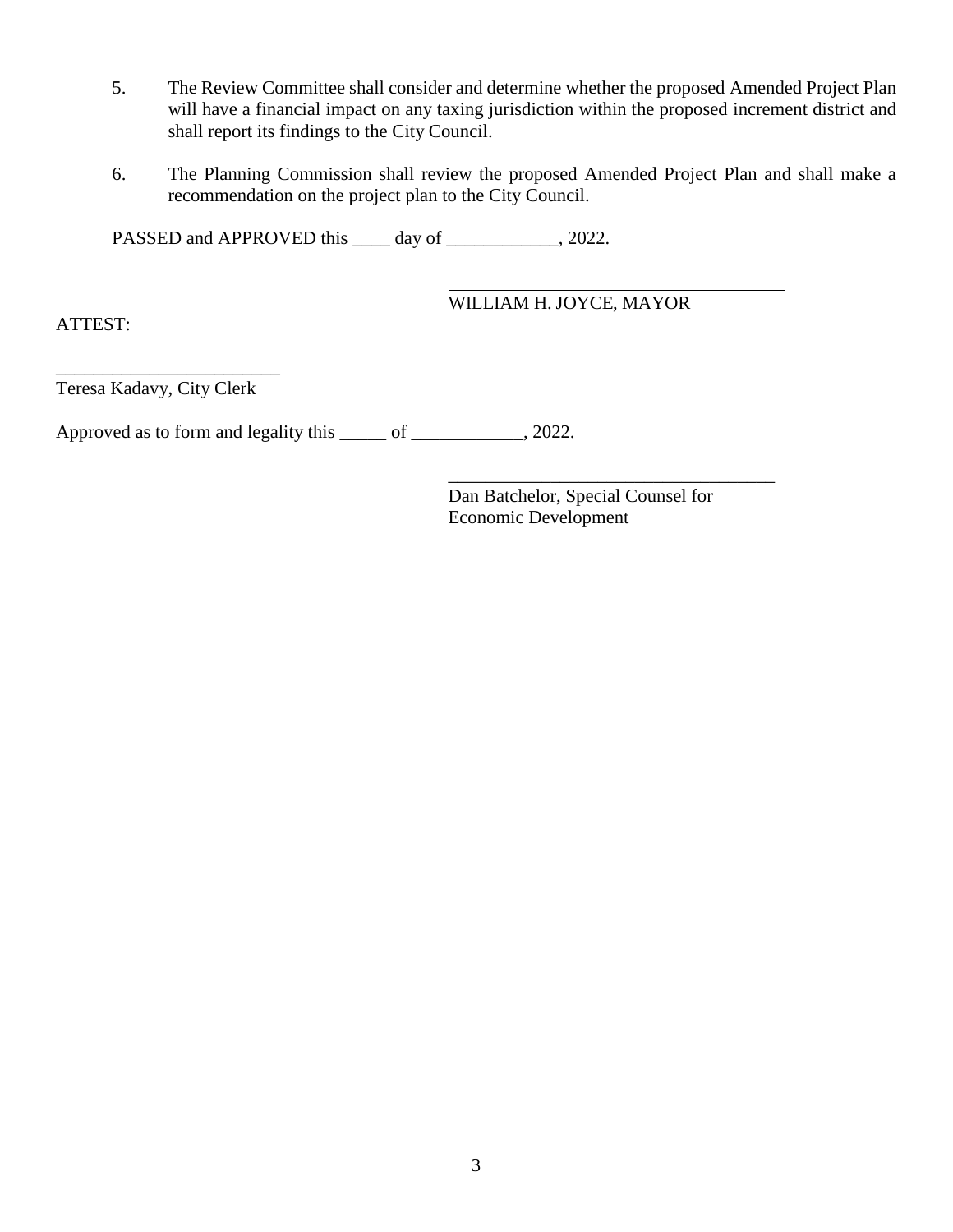5. The Review Committee shall consider and determine whether the proposed Amended Project Plan will have a financial impact on any taxing jurisdiction within the proposed increment district and shall report its findings to the City Council.

6. The Planning Commission shall review the proposed Amended Project Plan and shall make a recommendation on the project plan to the City Council.

PASSED and APPROVED this ____ day of ____________, 2022.

____________________________________
WILLIAM H. JOYCE, MAYOR

ATTEST:

________________________
Teresa Kadavy, City Clerk

Approved as to form and legality this _____ of ____________, 2022.

____________________________________
Dan Batchelor, Special Counsel for
Economic Development